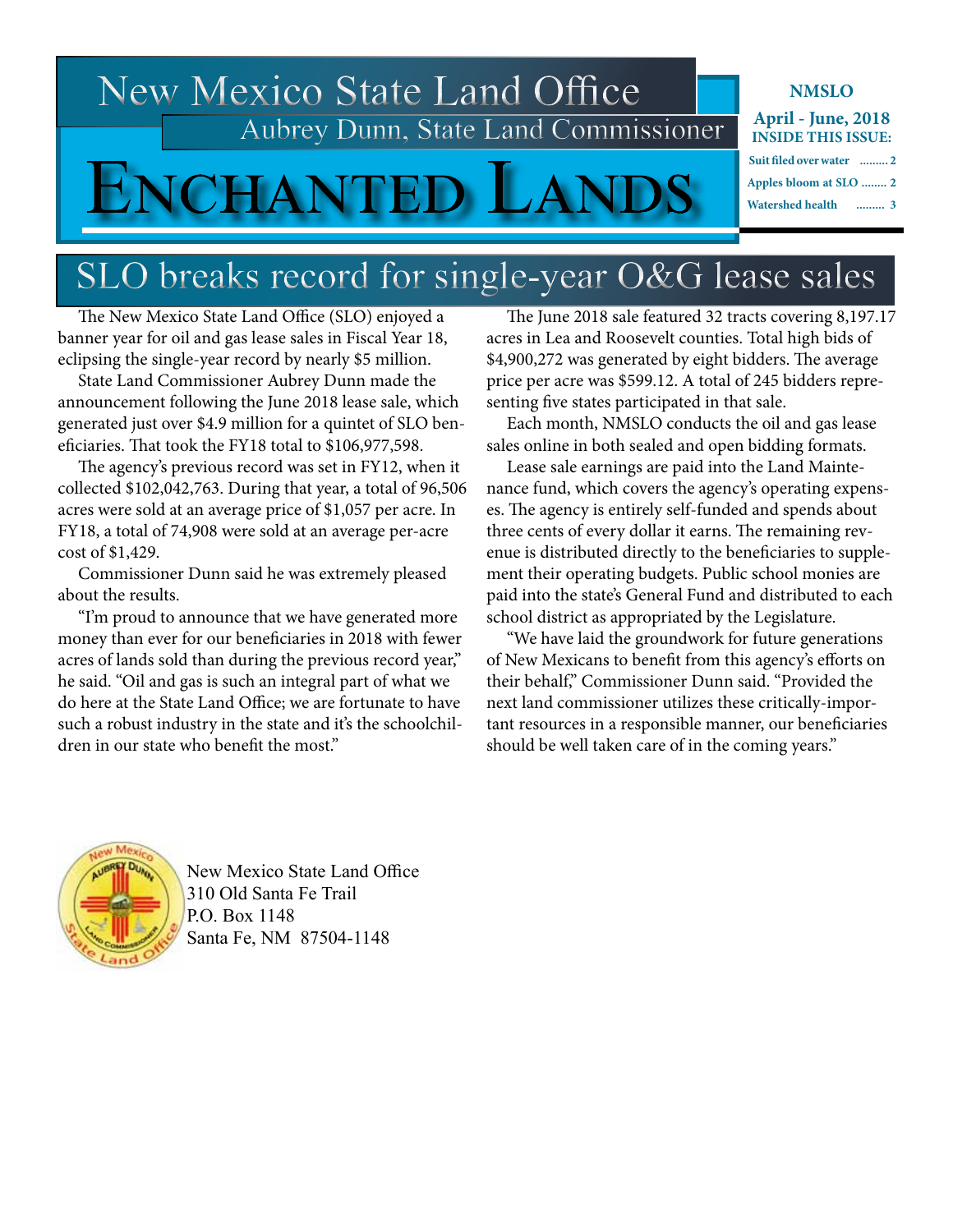# New Mexico State Land Office

Aubrey Dunn, State Land Commissioner

# Enchanted Lands

**NMSLO**

**April - June, 2018**

**INSIDE THIS ISSUE:**

- Suit filed over water ......... 2
- Apples bloom at SLO ........ 2
- Watershed health ......... 3

## SLO breaks record for single-year O&G lease sales

The New Mexico State Land Office (SLO) enjoyed a banner year for oil and gas lease sales in Fiscal Year 18, eclipsing the single-year record by nearly $5 million.

State Land Commissioner Aubrey Dunn made the announcement following the June 2018 lease sale, which generated just over $4.9 million for a quintet of SLO beneficiaries. That took the FY18 total to $106,977,598.

The agency's previous record was set in FY12, when it collected $102,042,763. During that year, a total of 96,506 acres were sold at an average price of $1,057 per acre. In FY18, a total of 74,908 were sold at an average per-acre cost of $1,429.

Commissioner Dunn said he was extremely pleased about the results.

"I'm proud to announce that we have generated more money than ever for our beneficiaries in 2018 with fewer acres of lands sold than during the previous record year," he said. "Oil and gas is such an integral part of what we do here at the State Land Office; we are fortunate to have such a robust industry in the state and it's the schoolchildren in our state who benefit the most."

The June 2018 sale featured 32 tracts covering 8,197.17 acres in Lea and Roosevelt counties. Total high bids of $4,900,272 was generated by eight bidders. The average price per acre was $599.12. A total of 245 bidders representing five states participated in that sale.

Each month, NMSLO conducts the oil and gas lease sales online in both sealed and open bidding formats.

Lease sale earnings are paid into the Land Maintenance fund, which covers the agency's operating expenses. The agency is entirely self-funded and spends about three cents of every dollar it earns. The remaining revenue is distributed directly to the beneficiaries to supplement their operating budgets. Public school monies are paid into the state's General Fund and distributed to each school district as appropriated by the Legislature.

"We have laid the groundwork for future generations of New Mexicans to benefit from this agency's efforts on their behalf," Commissioner Dunn said. "Provided the next land commissioner utilizes these critically-important resources in a responsible manner, our beneficiaries should be well taken care of in the coming years."

New Mexico State Land Office
310 Old Santa Fe Trail
P.O. Box 1148
Santa Fe, NM 87504-1148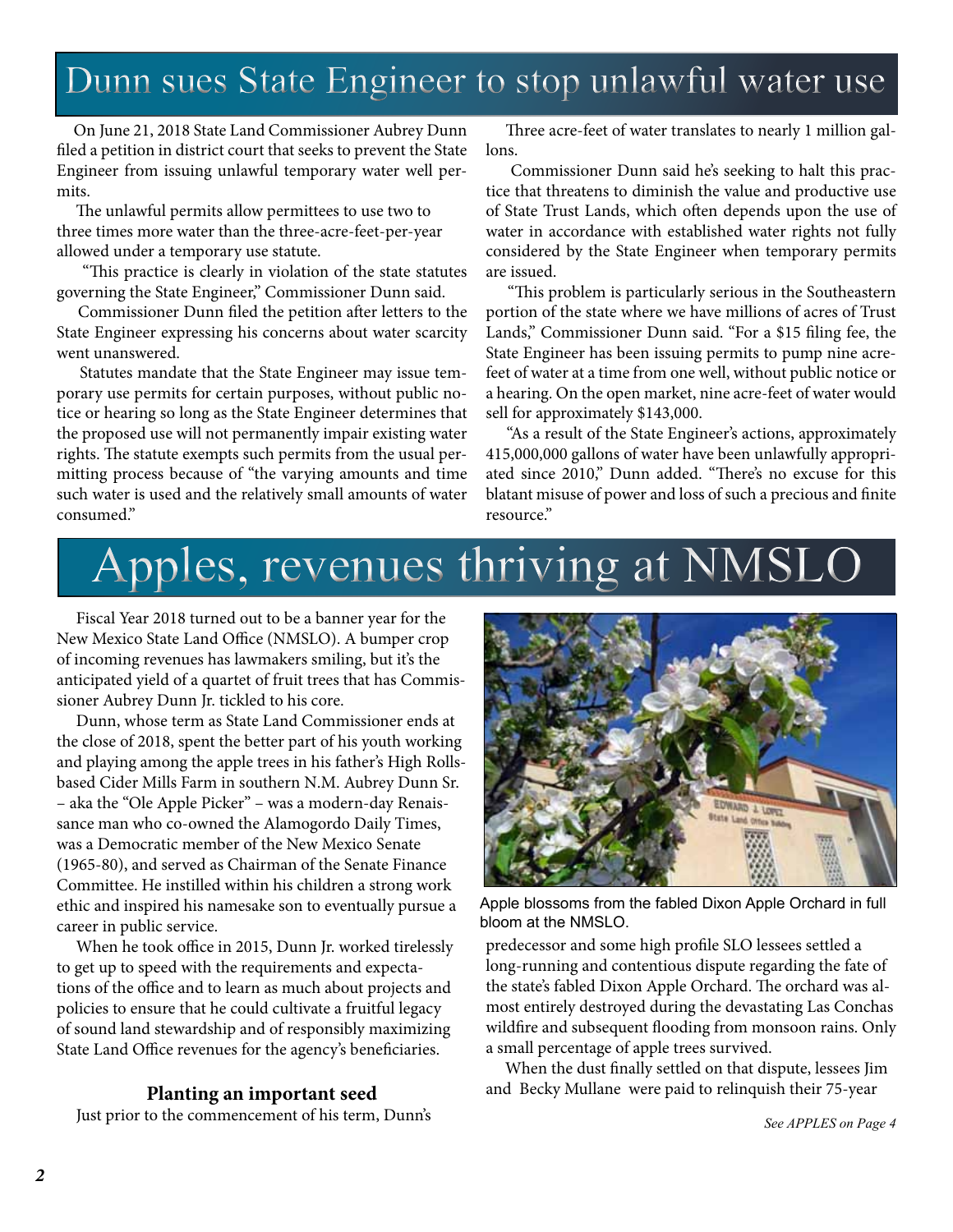# Dunn sues State Engineer to stop unlawful water use

On June 21, 2018 State Land Commissioner Aubrey Dunn filed a petition in district court that seeks to prevent the State Engineer from issuing unlawful temporary water well permits.

The unlawful permits allow permittees to use two to three times more water than the three-acre-feet-per-year allowed under a temporary use statute.

"This practice is clearly in violation of the state statutes governing the State Engineer," Commissioner Dunn said.

Commissioner Dunn filed the petition after letters to the State Engineer expressing his concerns about water scarcity went unanswered.

Statutes mandate that the State Engineer may issue temporary use permits for certain purposes, without public notice or hearing so long as the State Engineer determines that the proposed use will not permanently impair existing water rights. The statute exempts such permits from the usual permitting process because of "the varying amounts and time such water is used and the relatively small amounts of water consumed."

Three acre-feet of water translates to nearly 1 million gallons.

Commissioner Dunn said he's seeking to halt this practice that threatens to diminish the value and productive use of State Trust Lands, which often depends upon the use of water in accordance with established water rights not fully considered by the State Engineer when temporary permits are issued.

"This problem is particularly serious in the Southeastern portion of the state where we have millions of acres of Trust Lands," Commissioner Dunn said. "For a $15 filing fee, the State Engineer has been issuing permits to pump nine acre-feet of water at a time from one well, without public notice or a hearing. On the open market, nine acre-feet of water would sell for approximately $143,000.

"As a result of the State Engineer's actions, approximately 415,000,000 gallons of water have been unlawfully appropriated since 2010," Dunn added. "There's no excuse for this blatant misuse of power and loss of such a precious and finite resource."

# Apples, revenues thriving at NMSLO

Fiscal Year 2018 turned out to be a banner year for the New Mexico State Land Office (NMSLO). A bumper crop of incoming revenues has lawmakers smiling, but it's the anticipated yield of a quartet of fruit trees that has Commissioner Aubrey Dunn Jr. tickled to his core.

Dunn, whose term as State Land Commissioner ends at the close of 2018, spent the better part of his youth working and playing among the apple trees in his father's High Rolls-based Cider Mills Farm in southern N.M. Aubrey Dunn Sr. – aka the "Ole Apple Picker" – was a modern-day Renaissance man who co-owned the Alamogordo Daily Times, was a Democratic member of the New Mexico Senate (1965-80), and served as Chairman of the Senate Finance Committee. He instilled within his children a strong work ethic and inspired his namesake son to eventually pursue a career in public service.

When he took office in 2015, Dunn Jr. worked tirelessly to get up to speed with the requirements and expectations of the office and to learn as much about projects and policies to ensure that he could cultivate a fruitful legacy of sound land stewardship and of responsibly maximizing State Land Office revenues for the agency's beneficiaries.

### Planting an important seed

Just prior to the commencement of his term, Dunn's predecessor and some high profile SLO lessees settled a long-running and contentious dispute regarding the fate of the state's fabled Dixon Apple Orchard. The orchard was almost entirely destroyed during the devastating Las Conchas wildfire and subsequent flooding from monsoon rains. Only a small percentage of apple trees survived.

Apple blossoms from the fabled Dixon Apple Orchard in full bloom at the NMSLO.

When the dust finally settled on that dispute, lessees Jim and Becky Mullane were paid to relinquish their 75-year

*See APPLES on Page 4*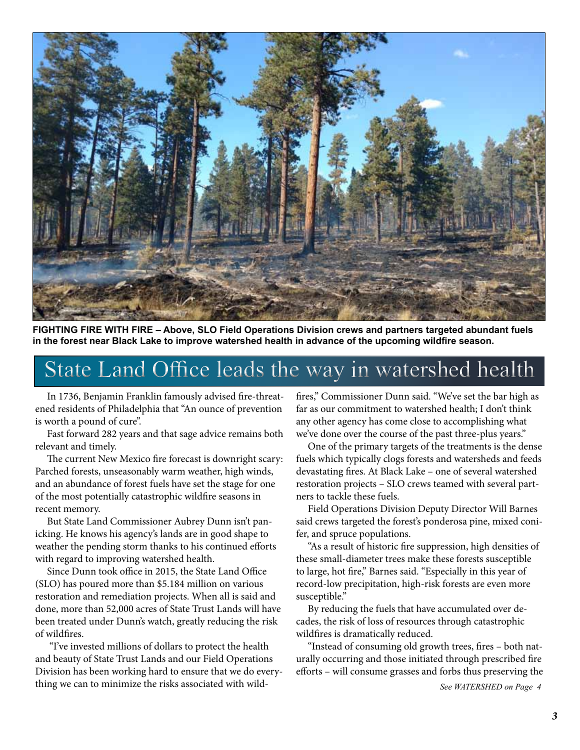**FIGHTING FIRE WITH FIRE – Above, SLO Field Operations Division crews and partners targeted abundant fuels in the forest near Black Lake to improve watershed health in advance of the upcoming wildfire season.**

# State Land Office leads the way in watershed health

In 1736, Benjamin Franklin famously advised fire-threatened residents of Philadelphia that "An ounce of prevention is worth a pound of cure".

Fast forward 282 years and that sage advice remains both relevant and timely.

The current New Mexico fire forecast is downright scary: Parched forests, unseasonably warm weather, high winds, and an abundance of forest fuels have set the stage for one of the most potentially catastrophic wildfire seasons in recent memory.

But State Land Commissioner Aubrey Dunn isn't panicking. He knows his agency's lands are in good shape to weather the pending storm thanks to his continued efforts with regard to improving watershed health.

Since Dunn took office in 2015, the State Land Office (SLO) has poured more than $5.184 million on various restoration and remediation projects. When all is said and done, more than 52,000 acres of State Trust Lands will have been treated under Dunn's watch, greatly reducing the risk of wildfires.

"I've invested millions of dollars to protect the health and beauty of State Trust Lands and our Field Operations Division has been working hard to ensure that we do everything we can to minimize the risks associated with wildfires," Commissioner Dunn said. "We've set the bar high as far as our commitment to watershed health; I don't think any other agency has come close to accomplishing what we've done over the course of the past three-plus years."

One of the primary targets of the treatments is the dense fuels which typically clogs forests and watersheds and feeds devastating fires. At Black Lake – one of several watershed restoration projects – SLO crews teamed with several partners to tackle these fuels.

Field Operations Division Deputy Director Will Barnes said crews targeted the forest's ponderosa pine, mixed conifer, and spruce populations.

"As a result of historic fire suppression, high densities of these small-diameter trees make these forests susceptible to large, hot fire," Barnes said. "Especially in this year of record-low precipitation, high-risk forests are even more susceptible."

By reducing the fuels that have accumulated over decades, the risk of loss of resources through catastrophic wildfires is dramatically reduced.

"Instead of consuming old growth trees, fires – both naturally occurring and those initiated through prescribed fire efforts – will consume grasses and forbs thus preserving the

*See WATERSHED on Page 4*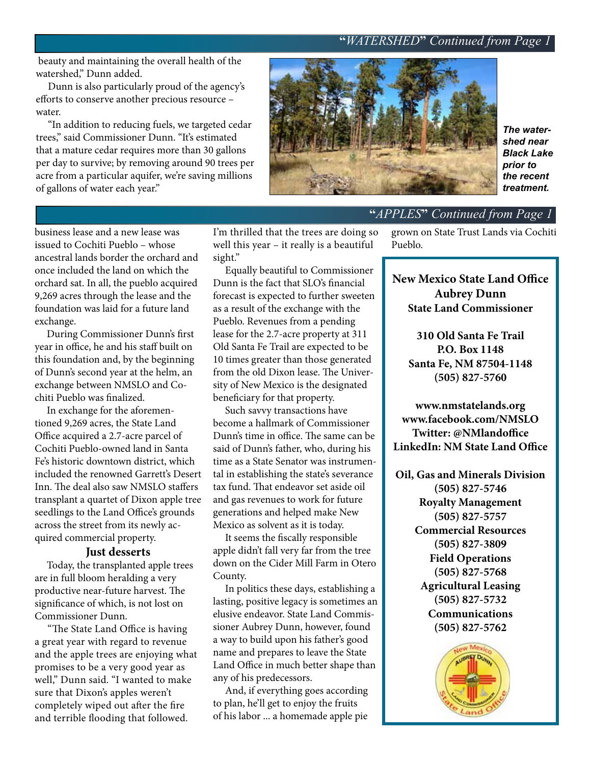## "WATERSHED" Continued from Page 1

beauty and maintaining the overall health of the watershed," Dunn added.

Dunn is also particularly proud of the agency's efforts to conserve another precious resource – water.

"In addition to reducing fuels, we targeted cedar trees," said Commissioner Dunn. "It's estimated that a mature cedar requires more than 30 gallons per day to survive; by removing around 90 trees per acre from a particular aquifer, we're saving millions of gallons of water each year."

*The watershed near Black Lake prior to the recent treatment.*

## "APPLES" Continued from Page 1

business lease and a new lease was issued to Cochiti Pueblo – whose ancestral lands border the orchard and once included the land on which the orchard sat. In all, the pueblo acquired 9,269 acres through the lease and the foundation was laid for a future land exchange.

During Commissioner Dunn's first year in office, he and his staff built on this foundation and, by the beginning of Dunn's second year at the helm, an exchange between NMSLO and Cochiti Pueblo was finalized.

In exchange for the aforementioned 9,269 acres, the State Land Office acquired a 2.7-acre parcel of Cochiti Pueblo-owned land in Santa Fe's historic downtown district, which included the renowned Garrett's Desert Inn. The deal also saw NMSLO staffers transplant a quartet of Dixon apple tree seedlings to the Land Office's grounds across the street from its newly acquired commercial property.

### Just desserts

Today, the transplanted apple trees are in full bloom heralding a very productive near-future harvest. The significance of which, is not lost on Commissioner Dunn.

"The State Land Office is having a great year with regard to revenue and the apple trees are enjoying what promises to be a very good year as well," Dunn said. "I wanted to make sure that Dixon's apples weren't completely wiped out after the fire and terrible flooding that followed. I'm thrilled that the trees are doing so well this year – it really is a beautiful sight."

Equally beautiful to Commissioner Dunn is the fact that SLO's financial forecast is expected to further sweeten as a result of the exchange with the Pueblo. Revenues from a pending lease for the 2.7-acre property at 311 Old Santa Fe Trail are expected to be 10 times greater than those generated from the old Dixon lease. The University of New Mexico is the designated beneficiary for that property.

Such savvy transactions have become a hallmark of Commissioner Dunn's time in office. The same can be said of Dunn's father, who, during his time as a State Senator was instrumental in establishing the state's severance tax fund. That endeavor set aside oil and gas revenues to work for future generations and helped make New Mexico as solvent as it is today.

It seems the fiscally responsible apple didn't fall very far from the tree down on the Cider Mill Farm in Otero County.

In politics these days, establishing a lasting, positive legacy is sometimes an elusive endeavor. State Land Commissioner Aubrey Dunn, however, found a way to build upon his father's good name and prepares to leave the State Land Office in much better shape than any of his predecessors.

And, if everything goes according to plan, he'll get to enjoy the fruits of his labor ... a homemade apple pie grown on State Trust Lands via Cochiti Pueblo.

**New Mexico State Land Office**
**Aubrey Dunn**
**State Land Commissioner**

**310 Old Santa Fe Trail**
**P.O. Box 1148**
**Santa Fe, NM 87504-1148**
**(505) 827-5760**

**www.nmstatelands.org**
**www.facebook.com/NMSLO**
**Twitter: @NMlandoffice**
**LinkedIn: NM State Land Office**

**Oil, Gas and Minerals Division**
**(505) 827-5746**
**Royalty Management**
**(505) 827-5757**
**Commercial Resources**
**(505) 827-3809**
**Field Operations**
**(505) 827-5768**
**Agricultural Leasing**
**(505) 827-5732**
**Communications**
**(505) 827-5762**